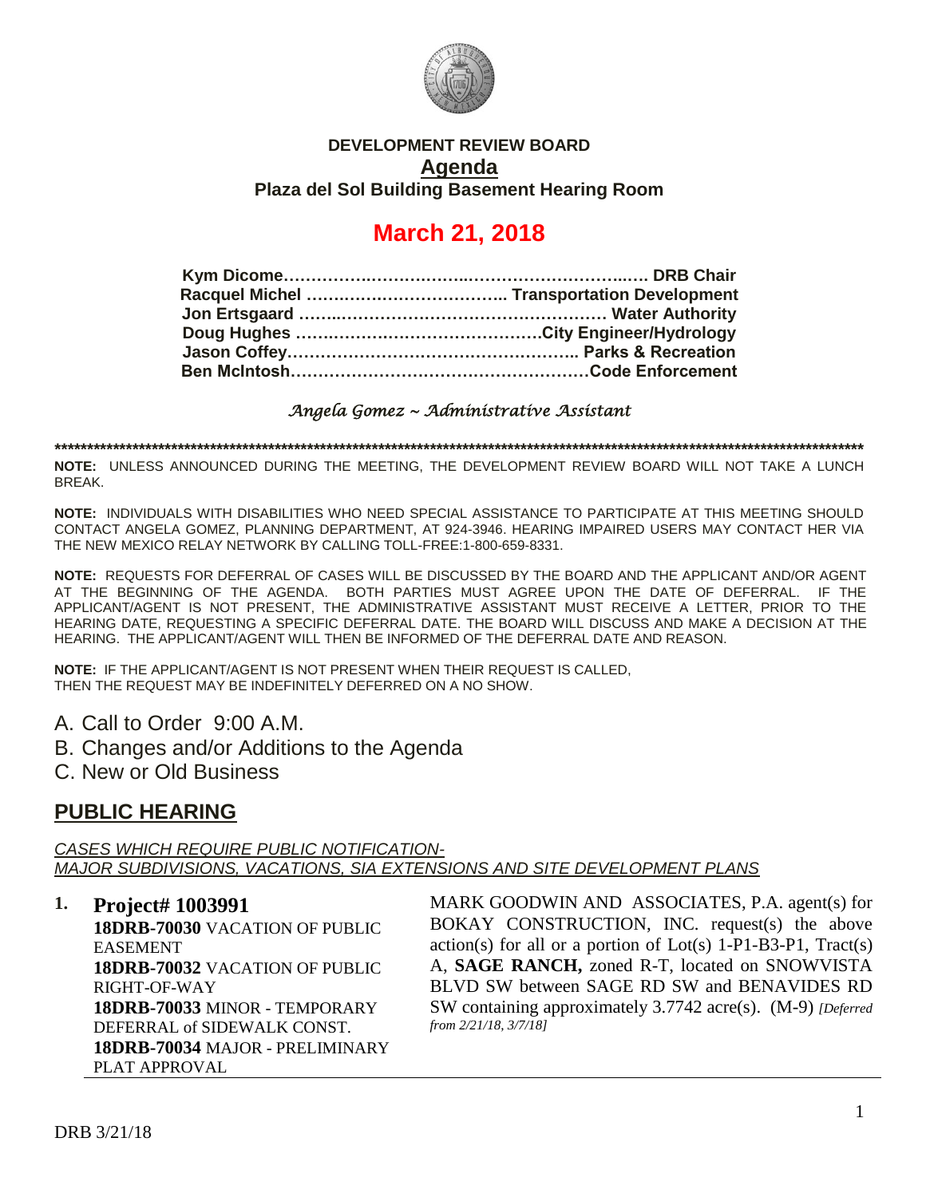# DEVELOPMENT REVIEW BOARD

## Agenda

**Plaza del Sol Building Basement Hearing Room**

# March 21, 2018

**Kym Dicome……………………………………………………………. DRB Chair**
**Racquel Michel ……………………………….. Transportation Development**
**Jon Ertsgaard …………………………………………………. Water Authority**
**Doug Hughes ………………………………………City Engineer/Hydrology**
**Jason Coffey…………………………………………….. Parks & Recreation**
**Ben McIntosh………………………………………………Code Enforcement**

*Angela Gomez ~ Administrative Assistant*

**************************************************************************************************************************

**NOTE:** UNLESS ANNOUNCED DURING THE MEETING, THE DEVELOPMENT REVIEW BOARD WILL NOT TAKE A LUNCH BREAK.

**NOTE:** INDIVIDUALS WITH DISABILITIES WHO NEED SPECIAL ASSISTANCE TO PARTICIPATE AT THIS MEETING SHOULD CONTACT ANGELA GOMEZ, PLANNING DEPARTMENT, AT 924-3946. HEARING IMPAIRED USERS MAY CONTACT HER VIA THE NEW MEXICO RELAY NETWORK BY CALLING TOLL-FREE:1-800-659-8331.

**NOTE:** REQUESTS FOR DEFERRAL OF CASES WILL BE DISCUSSED BY THE BOARD AND THE APPLICANT AND/OR AGENT AT THE BEGINNING OF THE AGENDA. BOTH PARTIES MUST AGREE UPON THE DATE OF DEFERRAL. IF THE APPLICANT/AGENT IS NOT PRESENT, THE ADMINISTRATIVE ASSISTANT MUST RECEIVE A LETTER, PRIOR TO THE HEARING DATE, REQUESTING A SPECIFIC DEFERRAL DATE. THE BOARD WILL DISCUSS AND MAKE A DECISION AT THE HEARING. THE APPLICANT/AGENT WILL THEN BE INFORMED OF THE DEFERRAL DATE AND REASON.

**NOTE:** IF THE APPLICANT/AGENT IS NOT PRESENT WHEN THEIR REQUEST IS CALLED, THEN THE REQUEST MAY BE INDEFINITELY DEFERRED ON A NO SHOW.

A. Call to Order 9:00 A.M.
B. Changes and/or Additions to the Agenda
C. New or Old Business

## PUBLIC HEARING

*CASES WHICH REQUIRE PUBLIC NOTIFICATION-*
*MAJOR SUBDIVISIONS, VACATIONS, SIA EXTENSIONS AND SITE DEVELOPMENT PLANS*

**1. Project# 1003991**
**18DRB-70030** VACATION OF PUBLIC EASEMENT
**18DRB-70032** VACATION OF PUBLIC RIGHT-OF-WAY
**18DRB-70033** MINOR - TEMPORARY DEFERRAL of SIDEWALK CONST.
**18DRB-70034** MAJOR - PRELIMINARY PLAT APPROVAL

MARK GOODWIN AND ASSOCIATES, P.A. agent(s) for BOKAY CONSTRUCTION, INC. request(s) the above action(s) for all or a portion of Lot(s) 1-P1-B3-P1, Tract(s) A, **SAGE RANCH,** zoned R-T, located on SNOWVISTA BLVD SW between SAGE RD SW and BENAVIDES RD SW containing approximately 3.7742 acre(s). (M-9) *[Deferred from 2/21/18, 3/7/18]*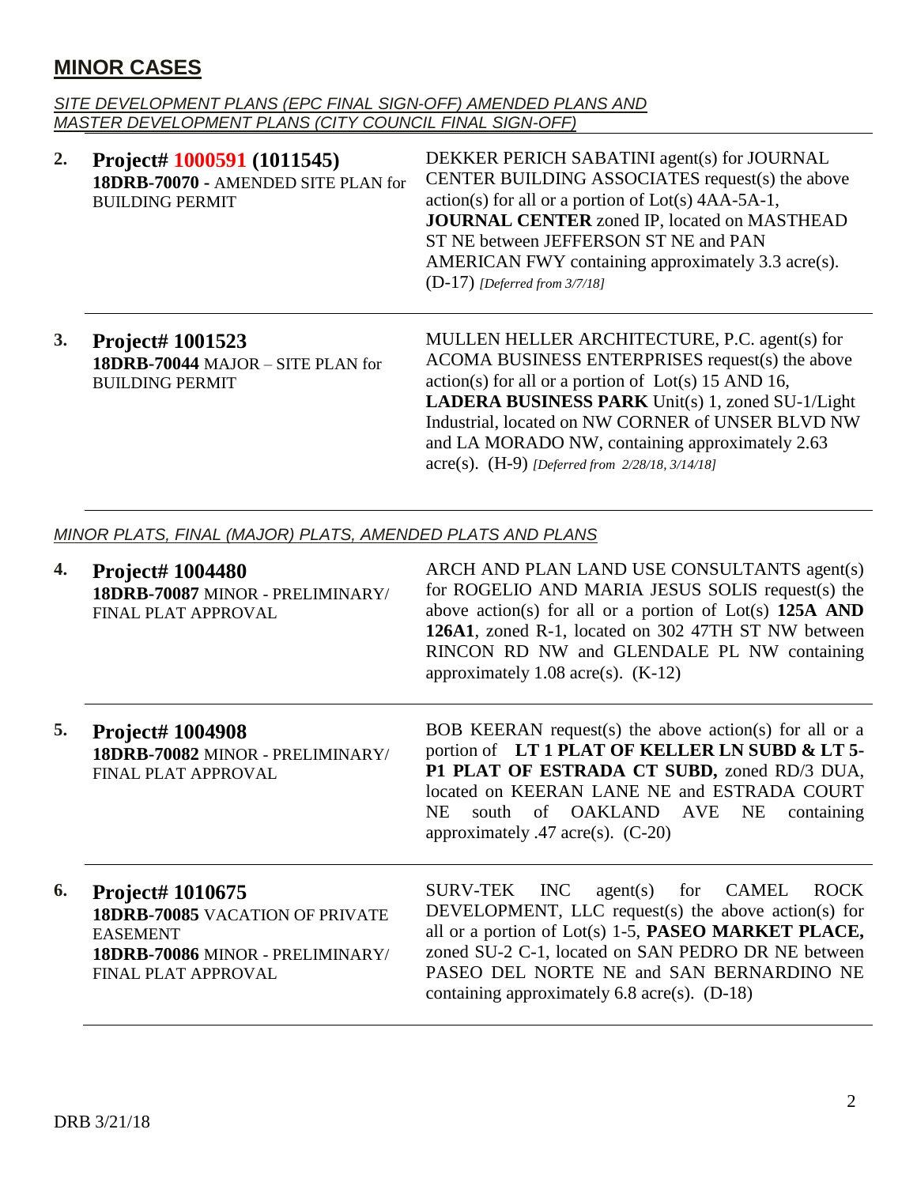## MINOR CASES

*SITE DEVELOPMENT PLANS (EPC FINAL SIGN-OFF) AMENDED PLANS AND MASTER DEVELOPMENT PLANS (CITY COUNCIL FINAL SIGN-OFF)*

| | | |
|---|---|---|
| **2.** | **Project# 1000591 (1011545)**<br>**18DRB-70070 -** AMENDED SITE PLAN for BUILDING PERMIT | DEKKER PERICH SABATINI agent(s) for JOURNAL CENTER BUILDING ASSOCIATES request(s) the above action(s) for all or a portion of Lot(s) 4AA-5A-1, **JOURNAL CENTER** zoned IP, located on MASTHEAD ST NE between JEFFERSON ST NE and PAN AMERICAN FWY containing approximately 3.3 acre(s). (D-17) *[Deferred from 3/7/18]* |
| **3.** | **Project# 1001523**<br>**18DRB-70044** MAJOR – SITE PLAN for BUILDING PERMIT | MULLEN HELLER ARCHITECTURE, P.C. agent(s) for ACOMA BUSINESS ENTERPRISES request(s) the above action(s) for all or a portion of Lot(s) 15 AND 16, **LADERA BUSINESS PARK** Unit(s) 1, zoned SU-1/Light Industrial, located on NW CORNER of UNSER BLVD NW and LA MORADO NW, containing approximately 2.63 acre(s). (H-9) *[Deferred from 2/28/18, 3/14/18]* |

*MINOR PLATS, FINAL (MAJOR) PLATS, AMENDED PLATS AND PLANS*

| | | |
|---|---|---|
| **4.** | **Project# 1004480**<br>**18DRB-70087** MINOR - PRELIMINARY/ FINAL PLAT APPROVAL | ARCH AND PLAN LAND USE CONSULTANTS agent(s) for ROGELIO AND MARIA JESUS SOLIS request(s) the above action(s) for all or a portion of Lot(s) **125A AND 126A1**, zoned R-1, located on 302 47TH ST NW between RINCON RD NW and GLENDALE PL NW containing approximately 1.08 acre(s). (K-12) |
| **5.** | **Project# 1004908**<br>**18DRB-70082** MINOR - PRELIMINARY/ FINAL PLAT APPROVAL | BOB KEERAN request(s) the above action(s) for all or a portion of **LT 1 PLAT OF KELLER LN SUBD & LT 5-P1 PLAT OF ESTRADA CT SUBD,** zoned RD/3 DUA, located on KEERAN LANE NE and ESTRADA COURT NE south of OAKLAND AVE NE containing approximately .47 acre(s). (C-20) |
| **6.** | **Project# 1010675**<br>**18DRB-70085** VACATION OF PRIVATE EASEMENT<br>**18DRB-70086** MINOR - PRELIMINARY/ FINAL PLAT APPROVAL | SURV-TEK INC agent(s) for CAMEL ROCK DEVELOPMENT, LLC request(s) the above action(s) for all or a portion of Lot(s) 1-5, **PASEO MARKET PLACE,** zoned SU-2 C-1, located on SAN PEDRO DR NE between PASEO DEL NORTE NE and SAN BERNARDINO NE containing approximately 6.8 acre(s). (D-18) |

DRB 3/21/18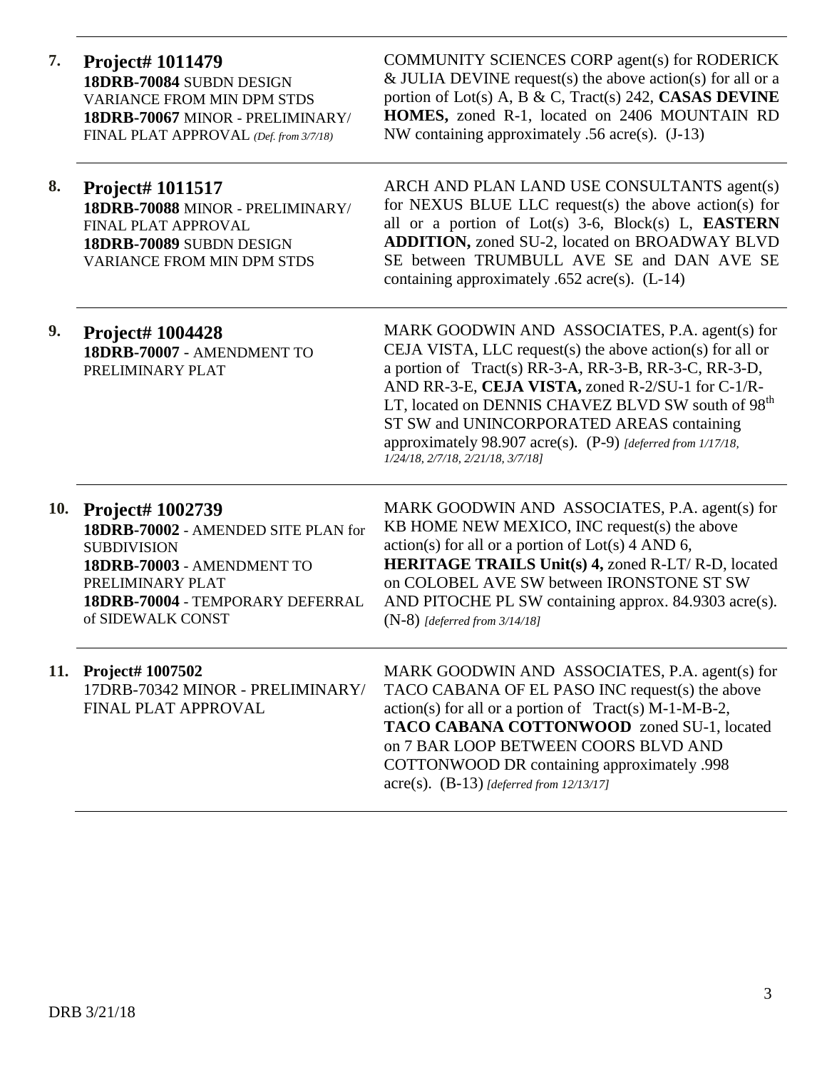| | | |
|---|---|---|
| **7.** | **Project# 1011479**<br>**18DRB-70084** SUBDN DESIGN VARIANCE FROM MIN DPM STDS<br>**18DRB-70067** MINOR - PRELIMINARY/ FINAL PLAT APPROVAL *(Def. from 3/7/18)* | COMMUNITY SCIENCES CORP agent(s) for RODERICK & JULIA DEVINE request(s) the above action(s) for all or a portion of Lot(s) A, B & C, Tract(s) 242, **CASAS DEVINE HOMES,** zoned R-1, located on 2406 MOUNTAIN RD NW containing approximately .56 acre(s). (J-13) |
| **8.** | **Project# 1011517**<br>**18DRB-70088** MINOR - PRELIMINARY/ FINAL PLAT APPROVAL<br>**18DRB-70089** SUBDN DESIGN VARIANCE FROM MIN DPM STDS | ARCH AND PLAN LAND USE CONSULTANTS agent(s) for NEXUS BLUE LLC request(s) the above action(s) for all or a portion of Lot(s) 3-6, Block(s) L, **EASTERN ADDITION,** zoned SU-2, located on BROADWAY BLVD SE between TRUMBULL AVE SE and DAN AVE SE containing approximately .652 acre(s). (L-14) |
| **9.** | **Project# 1004428**<br>**18DRB-70007** - AMENDMENT TO PRELIMINARY PLAT | MARK GOODWIN AND ASSOCIATES, P.A. agent(s) for CEJA VISTA, LLC request(s) the above action(s) for all or a portion of Tract(s) RR-3-A, RR-3-B, RR-3-C, RR-3-D, AND RR-3-E, **CEJA VISTA,** zoned R-2/SU-1 for C-1/R-LT, located on DENNIS CHAVEZ BLVD SW south of 98th ST SW and UNINCORPORATED AREAS containing approximately 98.907 acre(s). (P-9) *[deferred from 1/17/18, 1/24/18, 2/7/18, 2/21/18, 3/7/18]* |
| **10.** | **Project# 1002739**<br>**18DRB-70002** - AMENDED SITE PLAN for SUBDIVISION<br>**18DRB-70003** - AMENDMENT TO PRELIMINARY PLAT<br>**18DRB-70004** - TEMPORARY DEFERRAL of SIDEWALK CONST | MARK GOODWIN AND ASSOCIATES, P.A. agent(s) for KB HOME NEW MEXICO, INC request(s) the above action(s) for all or a portion of Lot(s) 4 AND 6, **HERITAGE TRAILS Unit(s) 4,** zoned R-LT/ R-D, located on COLOBEL AVE SW between IRONSTONE ST SW AND PITOCHE PL SW containing approx. 84.9303 acre(s). (N-8) *[deferred from 3/14/18]* |
| **11.** | **Project# 1007502**<br>17DRB-70342 MINOR - PRELIMINARY/ FINAL PLAT APPROVAL | MARK GOODWIN AND ASSOCIATES, P.A. agent(s) for TACO CABANA OF EL PASO INC request(s) the above action(s) for all or a portion of Tract(s) M-1-M-B-2, **TACO CABANA COTTONWOOD** zoned SU-1, located on 7 BAR LOOP BETWEEN COORS BLVD AND COTTONWOOD DR containing approximately .998 acre(s). (B-13) *[deferred from 12/13/17]* |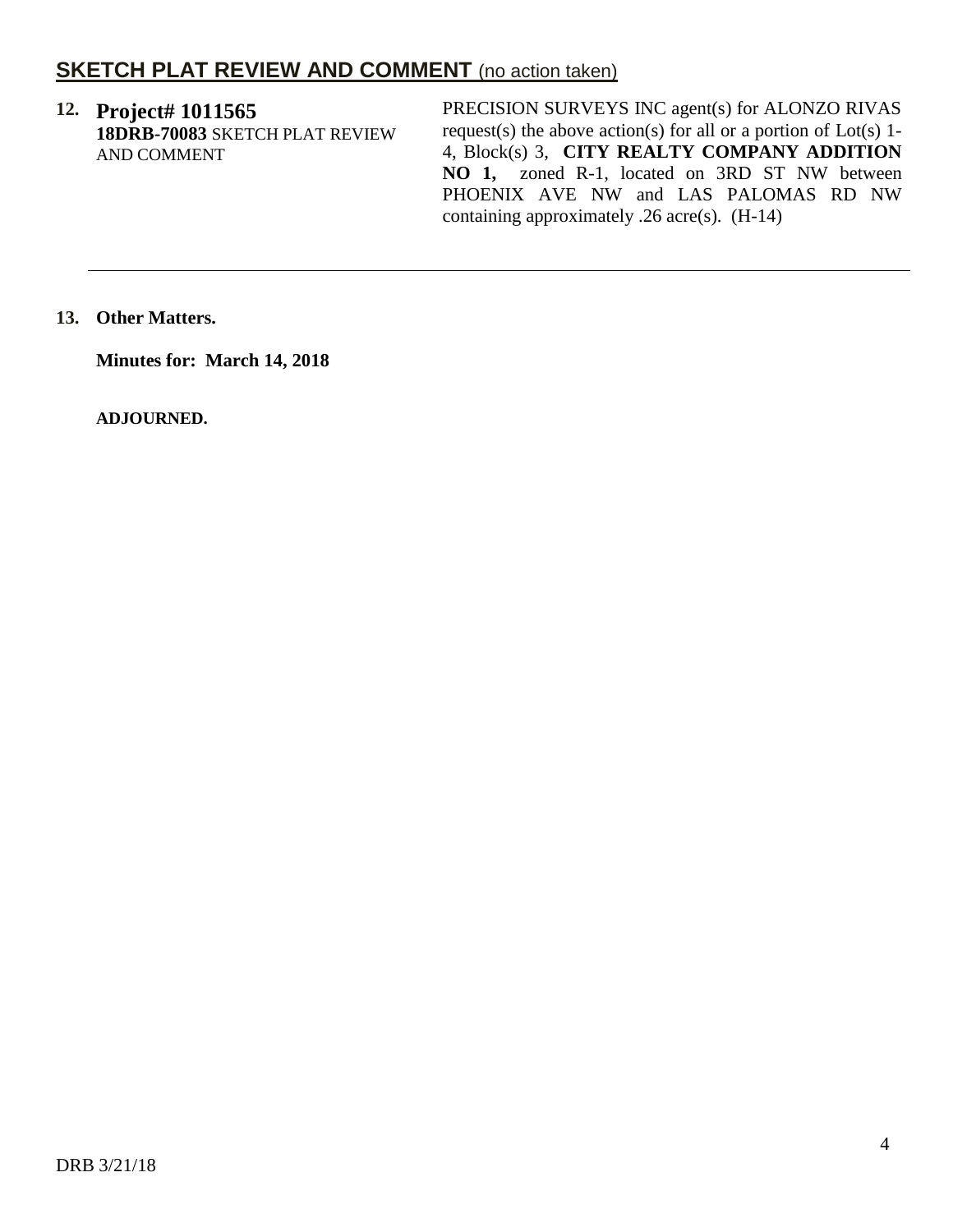## **SKETCH PLAT REVIEW AND COMMENT** (no action taken)

**12. Project# 1011565**
**18DRB-70083** SKETCH PLAT REVIEW AND COMMENT

PRECISION SURVEYS INC agent(s) for ALONZO RIVAS request(s) the above action(s) for all or a portion of Lot(s) 1-4, Block(s) 3, **CITY REALTY COMPANY ADDITION NO 1,** zoned R-1, located on 3RD ST NW between PHOENIX AVE NW and LAS PALOMAS RD NW containing approximately .26 acre(s). (H-14)

---

**13. Other Matters.**

**Minutes for: March 14, 2018**

**ADJOURNED.**